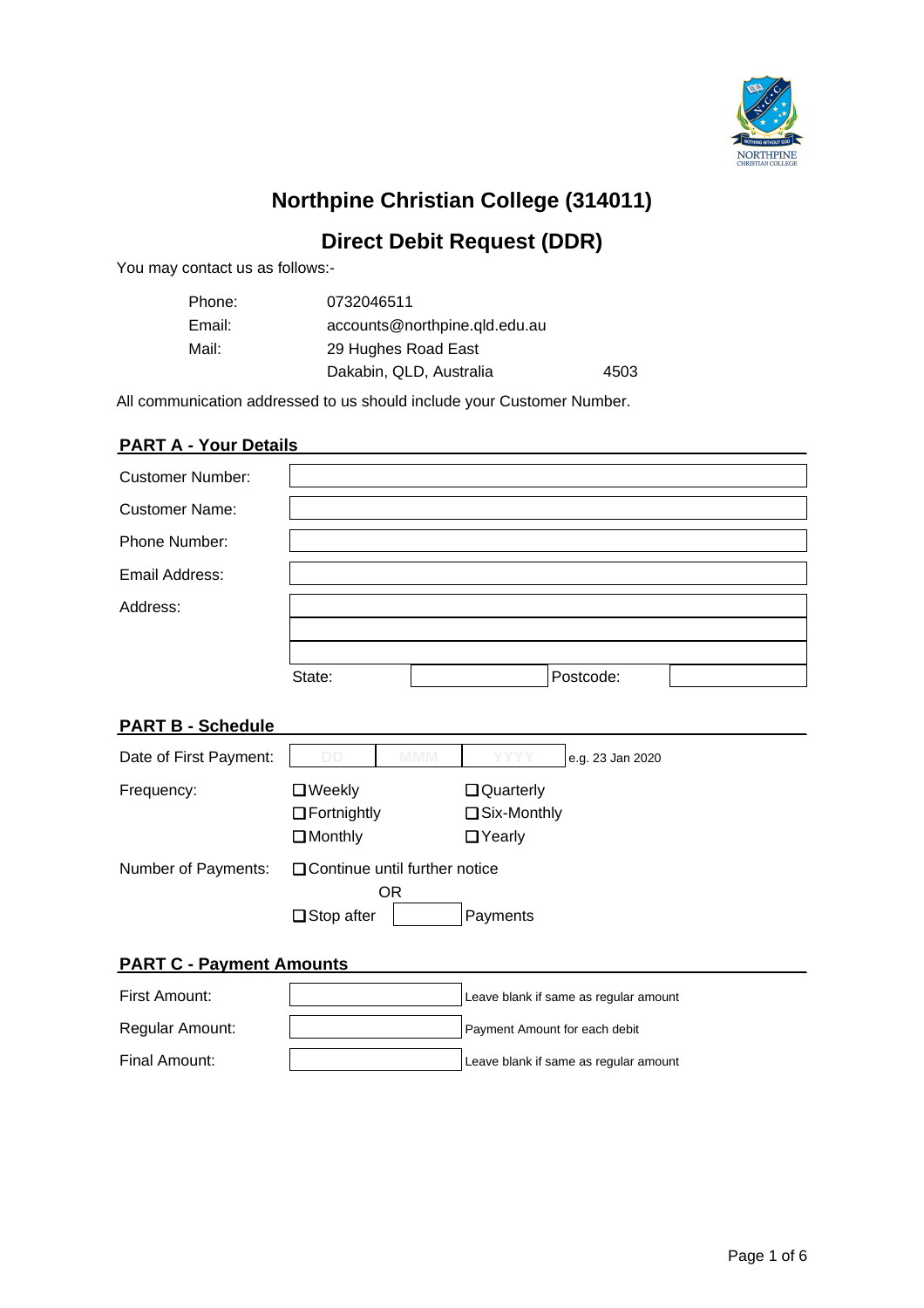# Northpine Christian College (314011)

## Direct Debit Request (DDR)

You may contact us as follows:-

| | | |
|---|---|---|
| Phone: | 0732046511 | |
| Email: | accounts@northpine.qld.edu.au | |
| Mail: | 29 Hughes Road East | |
| | Dakabin, QLD, Australia | 4503 |

All communication addressed to us should include your Customer Number.

### PART A - Your Details

| | | | |
|---|---|---|---|
| Customer Number: | | | |
| Customer Name: | | | |
| Phone Number: | | | |
| Email Address: | | | |
| Address: | | | |
| | | | |
| | | | |
| | State: | | Postcode: |

### PART B - Schedule

Date of First Payment: DD MMM YYYY e.g. 23 Jan 2020

Frequency:

- ❑ Weekly
- ❑ Fortnightly
- ❑ Monthly
- ❑ Quarterly
- ❑ Six-Monthly
- ❑ Yearly

Number of Payments:

- ❑ Continue until further notice

OR

- ❑ Stop after ______ Payments

### PART C - Payment Amounts

| | | |
|---|---|---|
| First Amount: | | Leave blank if same as regular amount |
| Regular Amount: | | Payment Amount for each debit |
| Final Amount: | | Leave blank if same as regular amount |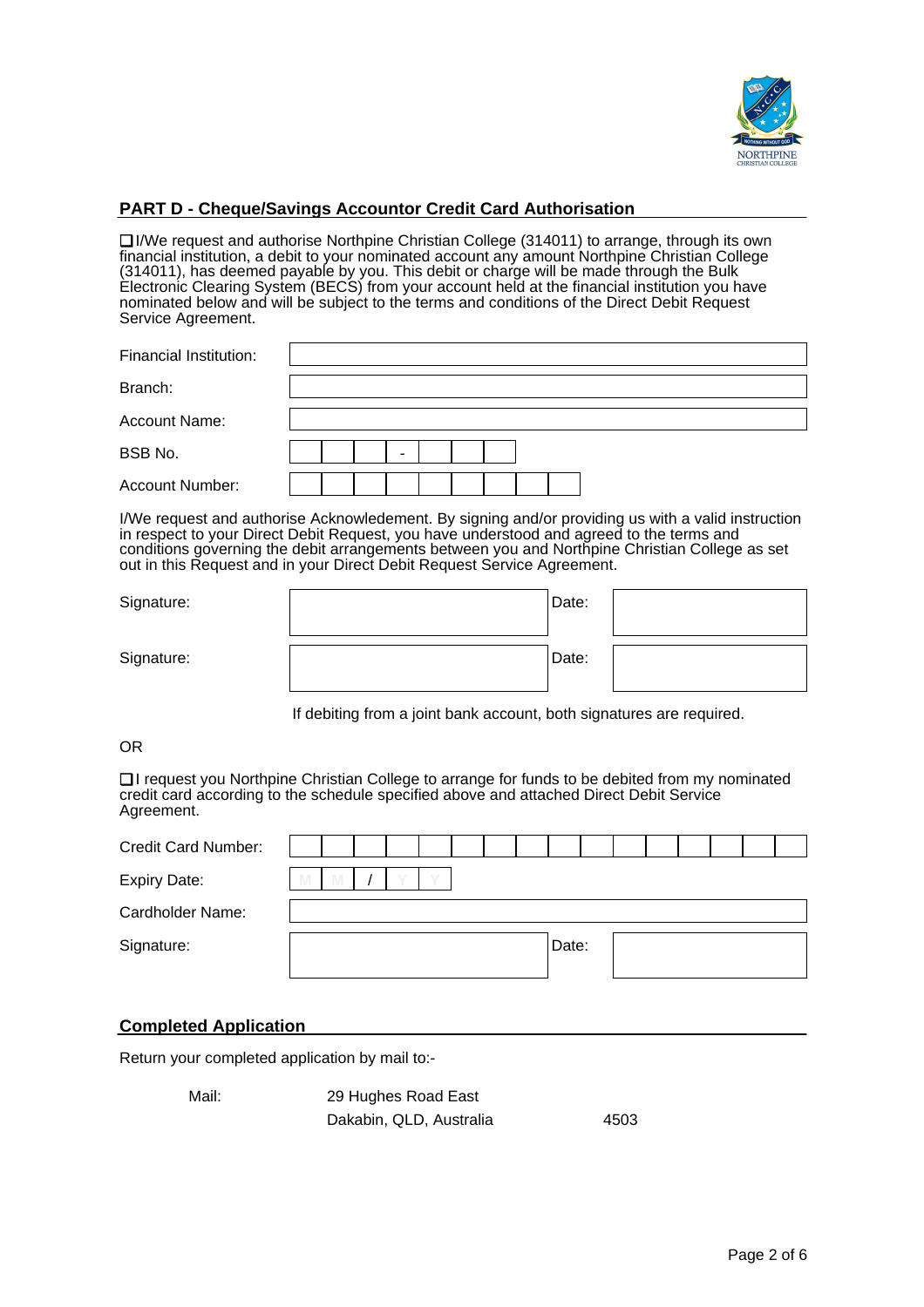## PART D - Cheque/Savings Accountor Credit Card Authorisation

❑ I/We request and authorise Northpine Christian College (314011) to arrange, through its own financial institution, a debit to your nominated account any amount Northpine Christian College (314011), has deemed payable by you. This debit or charge will be made through the Bulk Electronic Clearing System (BECS) from your account held at the financial institution you have nominated below and will be subject to the terms and conditions of the Direct Debit Request Service Agreement.

| | |
|---|---|
| Financial Institution: | |
| Branch: | |
| Account Name: | |
| BSB No. | ☐☐☐ - ☐☐☐ |
| Account Number: | ☐☐☐☐☐☐☐☐☐ |

I/We request and authorise Acknowledement. By signing and/or providing us with a valid instruction in respect to your Direct Debit Request, you have understood and agreed to the terms and conditions governing the debit arrangements between you and Northpine Christian College as set out in this Request and in your Direct Debit Request Service Agreement.

| | | | |
|---|---|---|---|
| Signature: | | Date: | |
| Signature: | | Date: | |

If debiting from a joint bank account, both signatures are required.

OR

❑ I request you Northpine Christian College to arrange for funds to be debited from my nominated credit card according to the schedule specified above and attached Direct Debit Service Agreement.

| | | | |
|---|---|---|---|
| Credit Card Number: | ☐☐☐☐☐☐☐☐☐☐☐☐☐☐☐☐ | | |
| Expiry Date: | M M / Y Y | | |
| Cardholder Name: | | | |
| Signature: | | Date: | |

## Completed Application

Return your completed application by mail to:-

Mail: 29 Hughes Road East
Dakabin, QLD, Australia 4503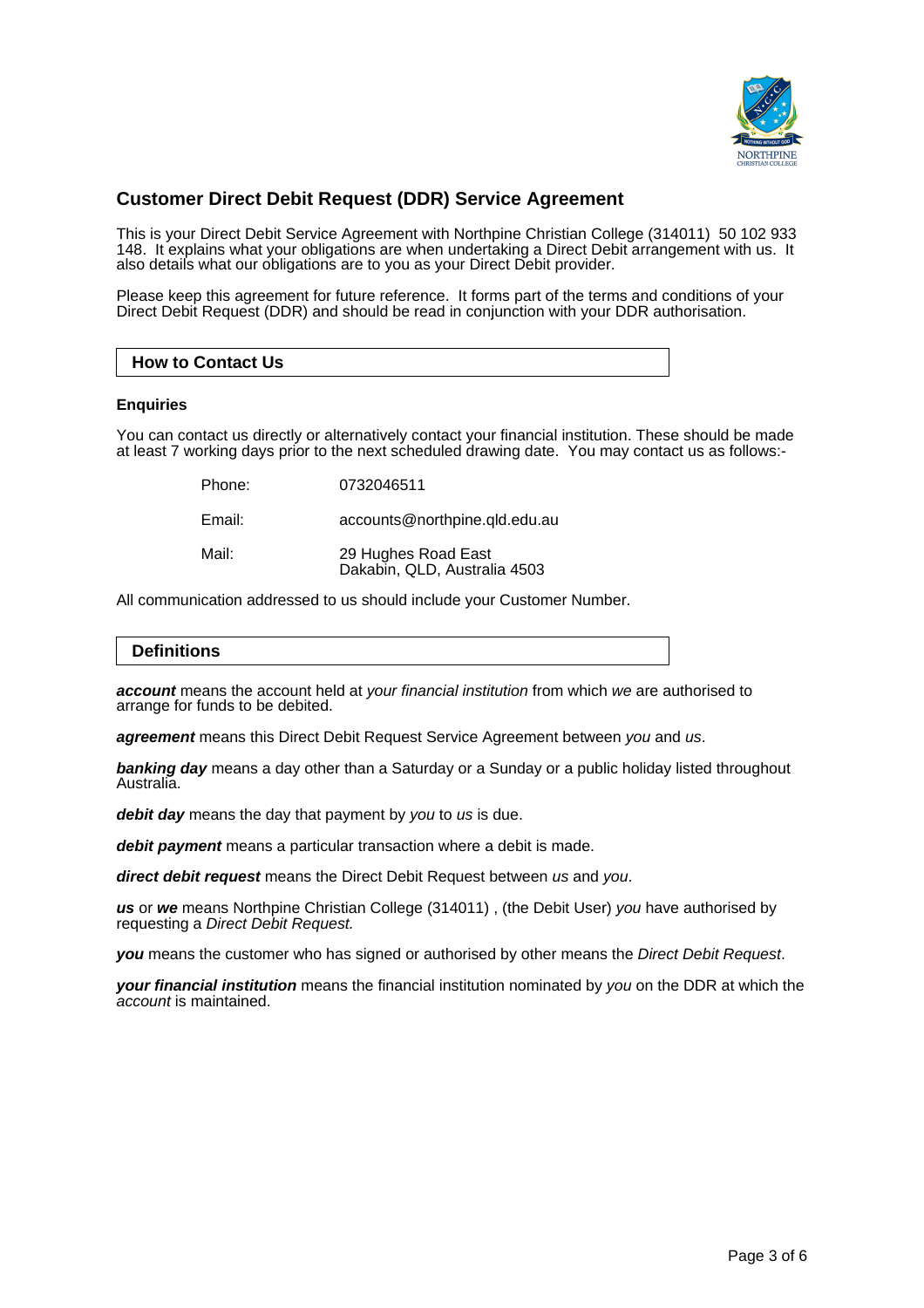## Customer Direct Debit Request (DDR) Service Agreement

This is your Direct Debit Service Agreement with Northpine Christian College (314011) 50 102 933 148. It explains what your obligations are when undertaking a Direct Debit arrangement with us. It also details what our obligations are to you as your Direct Debit provider.

Please keep this agreement for future reference. It forms part of the terms and conditions of your Direct Debit Request (DDR) and should be read in conjunction with your DDR authorisation.

### How to Contact Us

**Enquiries**

You can contact us directly or alternatively contact your financial institution. These should be made at least 7 working days prior to the next scheduled drawing date. You may contact us as follows:-

| | |
|---|---|
| Phone: | 0732046511 |
| Email: | accounts@northpine.qld.edu.au |
| Mail: | 29 Hughes Road East<br>Dakabin, QLD, Australia 4503 |

All communication addressed to us should include your Customer Number.

### Definitions

***account*** means the account held at *your financial institution* from which *we* are authorised to arrange for funds to be debited.

***agreement*** means this Direct Debit Request Service Agreement between *you* and *us*.

***banking day*** means a day other than a Saturday or a Sunday or a public holiday listed throughout Australia.

***debit day*** means the day that payment by *you* to *us* is due.

***debit payment*** means a particular transaction where a debit is made.

***direct debit request*** means the Direct Debit Request between *us* and *you*.

***us*** or ***we*** means Northpine Christian College (314011) , (the Debit User) *you* have authorised by requesting a *Direct Debit Request.*

***you*** means the customer who has signed or authorised by other means the *Direct Debit Request*.

***your financial institution*** means the financial institution nominated by *you* on the DDR at which the *account* is maintained.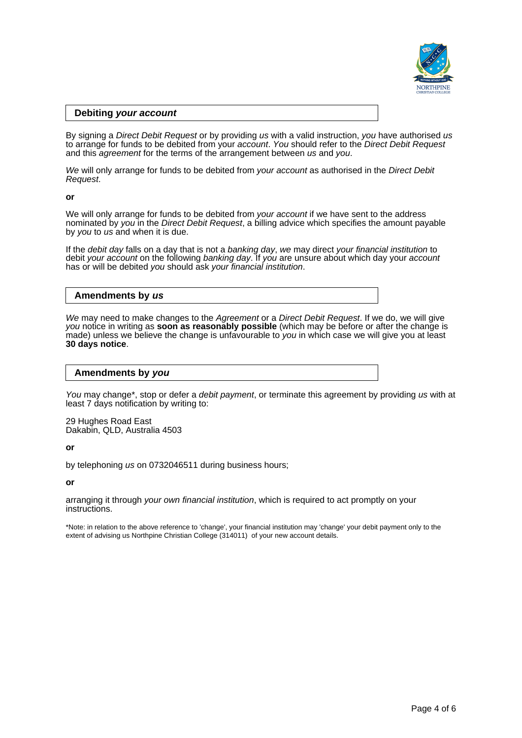## Debiting *your account*

By signing a *Direct Debit Request* or by providing *us* with a valid instruction, *you* have authorised *us* to arrange for funds to be debited from your *account*. *You* should refer to the *Direct Debit Request* and this *agreement* for the terms of the arrangement between *us* and *you*.

*We* will only arrange for funds to be debited from *your account* as authorised in the *Direct Debit Request*.

**or**

We will only arrange for funds to be debited from *your account* if we have sent to the address nominated by *you* in the *Direct Debit Request*, a billing advice which specifies the amount payable by *you* to *us* and when it is due.

If the *debit day* falls on a day that is not a *banking day*, *we* may direct *your financial institution* to debit *your account* on the following *banking day*. If *you* are unsure about which day your *account* has or will be debited *you* should ask *your financial institution*.

## Amendments by *us*

*We* may need to make changes to the *Agreement* or a *Direct Debit Request*. If we do, we will give *you* notice in writing as **soon as reasonably possible** (which may be before or after the change is made) unless we believe the change is unfavourable to *you* in which case we will give you at least **30 days notice**.

## Amendments by *you*

*You* may change*, stop or defer a *debit payment*, or terminate this agreement by providing *us* with at least 7 days notification by writing to:

29 Hughes Road East
Dakabin, QLD, Australia 4503

**or**

by telephoning *us* on 0732046511 during business hours;

**or**

arranging it through *your own financial institution*, which is required to act promptly on your instructions.

*Note: in relation to the above reference to 'change', your financial institution may 'change' your debit payment only to the extent of advising us Northpine Christian College (314011) of your new account details.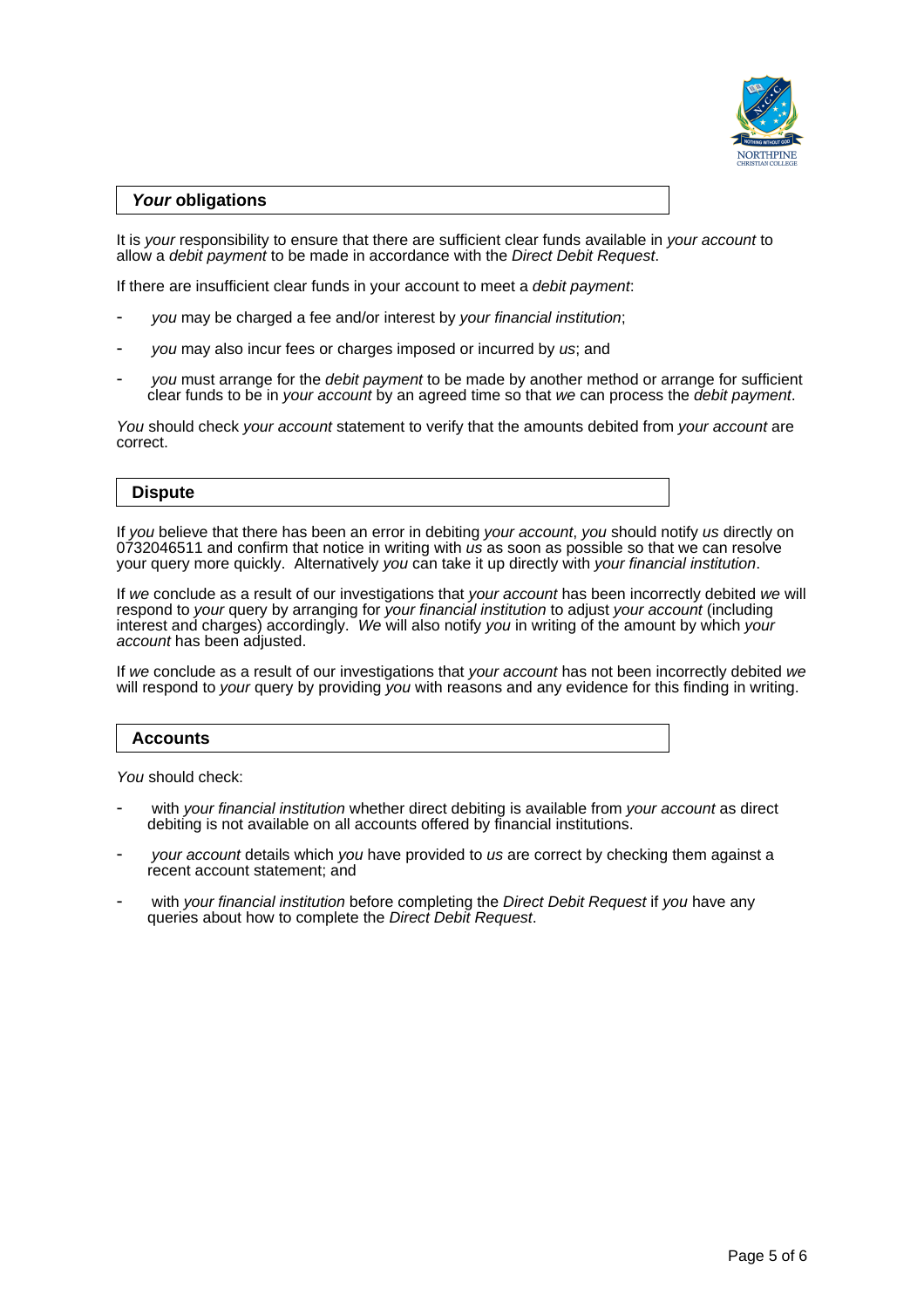## *Your* obligations

It is *your* responsibility to ensure that there are sufficient clear funds available in *your account* to allow a *debit payment* to be made in accordance with the *Direct Debit Request*.

If there are insufficient clear funds in your account to meet a *debit payment*:

- *you* may be charged a fee and/or interest by *your financial institution*;
- *you* may also incur fees or charges imposed or incurred by *us*; and
- *you* must arrange for the *debit payment* to be made by another method or arrange for sufficient clear funds to be in *your account* by an agreed time so that *we* can process the *debit payment*.

*You* should check *your account* statement to verify that the amounts debited from *your account* are correct.

## Dispute

If *you* believe that there has been an error in debiting *your account*, *you* should notify *us* directly on 0732046511 and confirm that notice in writing with *us* as soon as possible so that we can resolve your query more quickly. Alternatively *you* can take it up directly with *your financial institution*.

If *we* conclude as a result of our investigations that *your account* has been incorrectly debited *we* will respond to *your* query by arranging for *your financial institution* to adjust *your account* (including interest and charges) accordingly. *We* will also notify *you* in writing of the amount by which *your account* has been adjusted.

If *we* conclude as a result of our investigations that *your account* has not been incorrectly debited *we* will respond to *your* query by providing *you* with reasons and any evidence for this finding in writing.

## Accounts

*You* should check:

- with *your financial institution* whether direct debiting is available from *your account* as direct debiting is not available on all accounts offered by financial institutions.
- *your account* details which *you* have provided to *us* are correct by checking them against a recent account statement; and
- with *your financial institution* before completing the *Direct Debit Request* if *you* have any queries about how to complete the *Direct Debit Request*.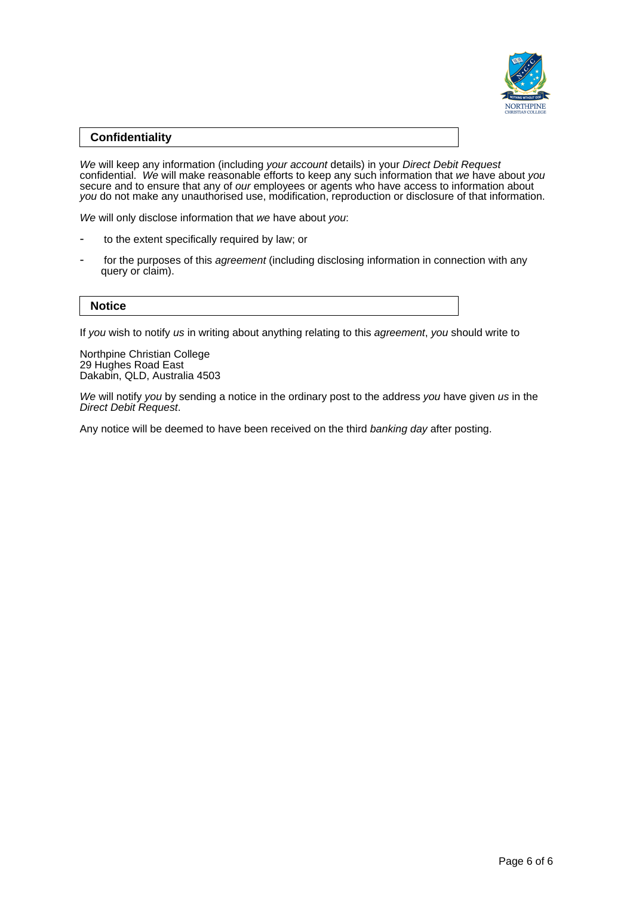## Confidentiality

*We* will keep any information (including *your account* details) in your *Direct Debit Request* confidential. *We* will make reasonable efforts to keep any such information that *we* have about *you* secure and to ensure that any of *our* employees or agents who have access to information about *you* do not make any unauthorised use, modification, reproduction or disclosure of that information.

*We* will only disclose information that *we* have about *you*:

- to the extent specifically required by law; or
- for the purposes of this *agreement* (including disclosing information in connection with any query or claim).

## Notice

If *you* wish to notify *us* in writing about anything relating to this *agreement*, *you* should write to

Northpine Christian College
29 Hughes Road East
Dakabin, QLD, Australia 4503

*We* will notify *you* by sending a notice in the ordinary post to the address *you* have given *us* in the *Direct Debit Request*.

Any notice will be deemed to have been received on the third *banking day* after posting.